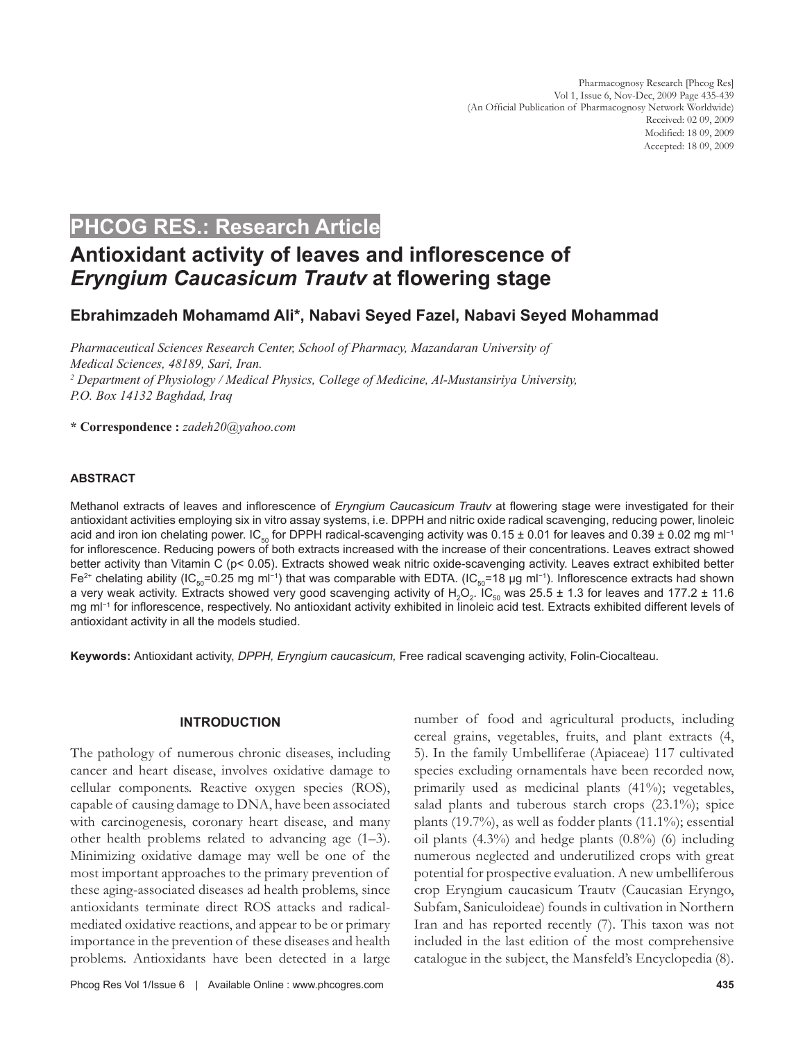## PHCOG RES.: Research Article

# Antioxidant activity of leaves and inflorescence of *Eryngium Caucasicum Trautv* at flowering stage

**Ebrahimzadeh Mohamamd Ali*, Nabavi Seyed Fazel, Nabavi Seyed Mohammad**

*Pharmaceutical Sciences Research Center, School of Pharmacy, Mazandaran University of Medical Sciences, 48189, Sari, Iran.*
*[2] Department of Physiology / Medical Physics, College of Medicine, Al-Mustansiriya University, P.O. Box 14132 Baghdad, Iraq*

**\* Correspondence :** *zadeh20@yahoo.com*

### ABSTRACT

Methanol extracts of leaves and inflorescence of *Eryngium Caucasicum Trautv* at flowering stage were investigated for their antioxidant activities employing six in vitro assay systems, i.e. DPPH and nitric oxide radical scavenging, reducing power, linoleic acid and iron ion chelating power. $IC_{50}$ for DPPH radical-scavenging activity was 0.15 ± 0.01 for leaves and 0.39 ± 0.02 mg $ml^{-1}$ for inflorescence. Reducing powers of both extracts increased with the increase of their concentrations. Leaves extract showed better activity than Vitamin C ($p< 0.05$). Extracts showed weak nitric oxide-scavenging activity. Leaves extract exhibited better $Fe^{2+}$ chelating ability ($IC_{50}$=0.25 mg $ml^{-1}$) that was comparable with EDTA. ($IC_{50}$=18 µg $ml^{-1}$). Inflorescence extracts had shown a very weak activity. Extracts showed very good scavenging activity of $H_2O_2$. $IC_{50}$ was 25.5 ± 1.3 for leaves and 177.2 ± 11.6 mg $ml^{-1}$ for inflorescence, respectively. No antioxidant activity exhibited in linoleic acid test. Extracts exhibited different levels of antioxidant activity in all the models studied.

**Keywords:** Antioxidant activity, *DPPH, Eryngium caucasicum,* Free radical scavenging activity, Folin-Ciocalteau.

### INTRODUCTION

The pathology of numerous chronic diseases, including cancer and heart disease, involves oxidative damage to cellular components. Reactive oxygen species (ROS), capable of causing damage to DNA, have been associated with carcinogenesis, coronary heart disease, and many other health problems related to advancing age (1–3). Minimizing oxidative damage may well be one of the most important approaches to the primary prevention of these aging-associated diseases ad health problems, since antioxidants terminate direct ROS attacks and radical-mediated oxidative reactions, and appear to be or primary importance in the prevention of these diseases and health problems. Antioxidants have been detected in a large number of food and agricultural products, including cereal grains, vegetables, fruits, and plant extracts (4, 5). In the family Umbelliferae (Apiaceae) 117 cultivated species excluding ornamentals have been recorded now, primarily used as medicinal plants (41%); vegetables, salad plants and tuberous starch crops (23.1%); spice plants (19.7%), as well as fodder plants (11.1%); essential oil plants (4.3%) and hedge plants (0.8%) (6) including numerous neglected and underutilized crops with great potential for prospective evaluation. A new umbelliferous crop Eryngium caucasicum Trautv (Caucasian Eryngo, Subfam, Saniculoideae) founds in cultivation in Northern Iran and has reported recently (7). This taxon was not included in the last edition of the most comprehensive catalogue in the subject, the Mansfeld's Encyclopedia (8).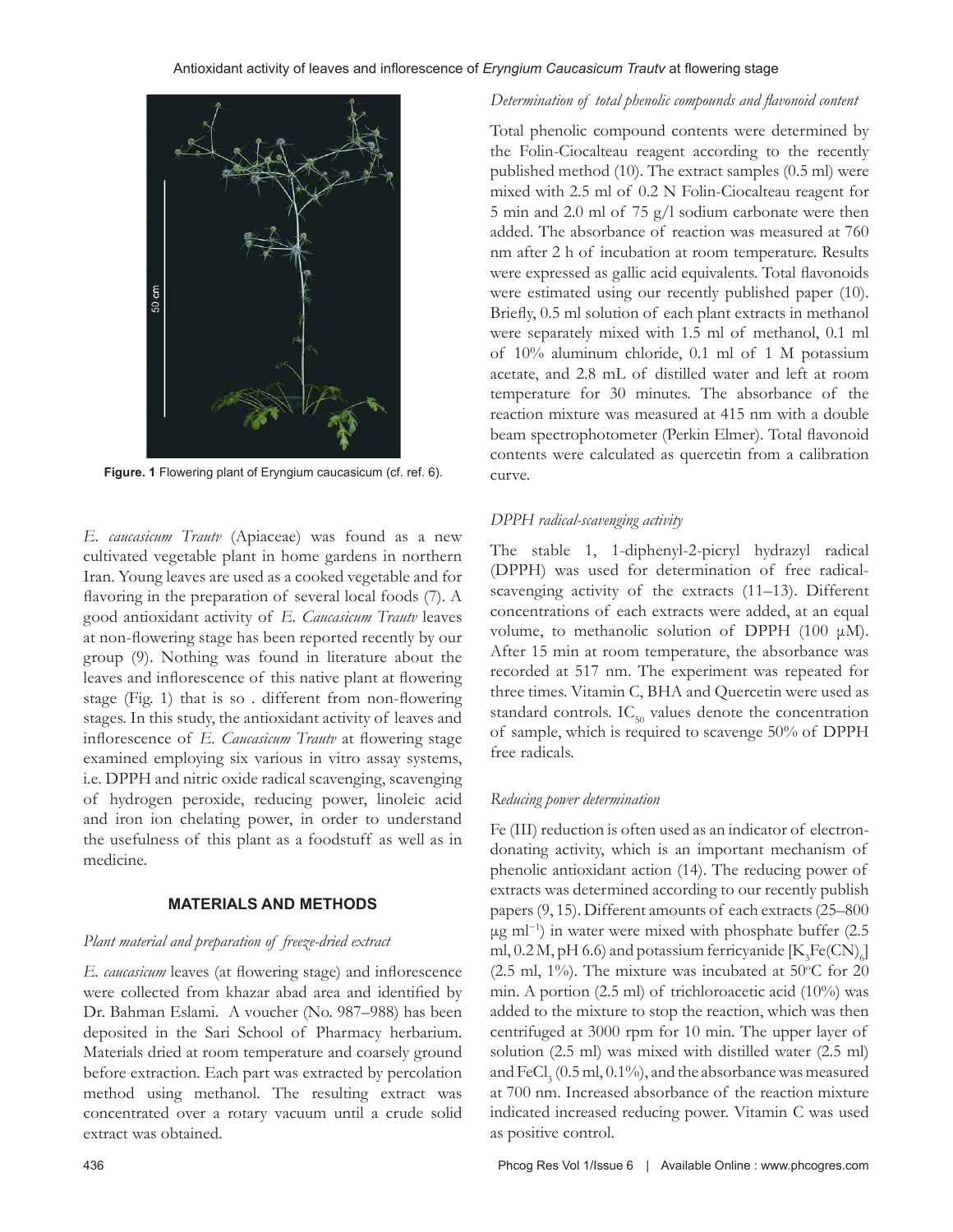Figure. 1 Flowering plant of Eryngium caucasicum (cf. ref. 6).

*E. caucasicum Trautv* (Apiaceae) was found as a new cultivated vegetable plant in home gardens in northern Iran. Young leaves are used as a cooked vegetable and for flavoring in the preparation of several local foods (7). A good antioxidant activity of *E. Caucasicum Trautv* leaves at non-flowering stage has been reported recently by our group (9). Nothing was found in literature about the leaves and inflorescence of this native plant at flowering stage (Fig. 1) that is so . different from non-flowering stages. In this study, the antioxidant activity of leaves and inflorescence of *E. Caucasicum Trautv* at flowering stage examined employing six various in vitro assay systems, i.e. DPPH and nitric oxide radical scavenging, scavenging of hydrogen peroxide, reducing power, linoleic acid and iron ion chelating power, in order to understand the usefulness of this plant as a foodstuff as well as in medicine.

## MATERIALS AND METHODS

### *Plant material and preparation of freeze-dried extract*

*E. caucasicum* leaves (at flowering stage) and inflorescence were collected from khazar abad area and identified by Dr. Bahman Eslami. A voucher (No. 987–988) has been deposited in the Sari School of Pharmacy herbarium. Materials dried at room temperature and coarsely ground before extraction. Each part was extracted by percolation method using methanol. The resulting extract was concentrated over a rotary vacuum until a crude solid extract was obtained.

### *Determination of total phenolic compounds and flavonoid content*

Total phenolic compound contents were determined by the Folin-Ciocalteau reagent according to the recently published method (10). The extract samples (0.5 ml) were mixed with 2.5 ml of 0.2 N Folin-Ciocalteau reagent for 5 min and 2.0 ml of 75 g/l sodium carbonate were then added. The absorbance of reaction was measured at 760 nm after 2 h of incubation at room temperature. Results were expressed as gallic acid equivalents. Total flavonoids were estimated using our recently published paper (10). Briefly, 0.5 ml solution of each plant extracts in methanol were separately mixed with 1.5 ml of methanol, 0.1 ml of 10% aluminum chloride, 0.1 ml of 1 M potassium acetate, and 2.8 mL of distilled water and left at room temperature for 30 minutes. The absorbance of the reaction mixture was measured at 415 nm with a double beam spectrophotometer (Perkin Elmer). Total flavonoid contents were calculated as quercetin from a calibration curve.

### *DPPH radical-scavenging activity*

The stable 1, 1-diphenyl-2-picryl hydrazyl radical (DPPH) was used for determination of free radical-scavenging activity of the extracts (11–13). Different concentrations of each extracts were added, at an equal volume, to methanolic solution of DPPH (100 µM). After 15 min at room temperature, the absorbance was recorded at 517 nm. The experiment was repeated for three times. Vitamin C, BHA and Quercetin were used as standard controls. $IC_{50}$ values denote the concentration of sample, which is required to scavenge 50% of DPPH free radicals.

### *Reducing power determination*

Fe (III) reduction is often used as an indicator of electron-donating activity, which is an important mechanism of phenolic antioxidant action (14). The reducing power of extracts was determined according to our recently publish papers (9, 15). Different amounts of each extracts (25–800 µg $ml^{-1}$) in water were mixed with phosphate buffer (2.5 ml, 0.2 M, pH 6.6) and potassium ferricyanide [$K_3Fe(CN)_6$] (2.5 ml, 1%). The mixture was incubated at 50°C for 20 min. A portion (2.5 ml) of trichloroacetic acid (10%) was added to the mixture to stop the reaction, which was then centrifuged at 3000 rpm for 10 min. The upper layer of solution (2.5 ml) was mixed with distilled water (2.5 ml) and $FeCl_3$ (0.5 ml, 0.1%), and the absorbance was measured at 700 nm. Increased absorbance of the reaction mixture indicated increased reducing power. Vitamin C was used as positive control.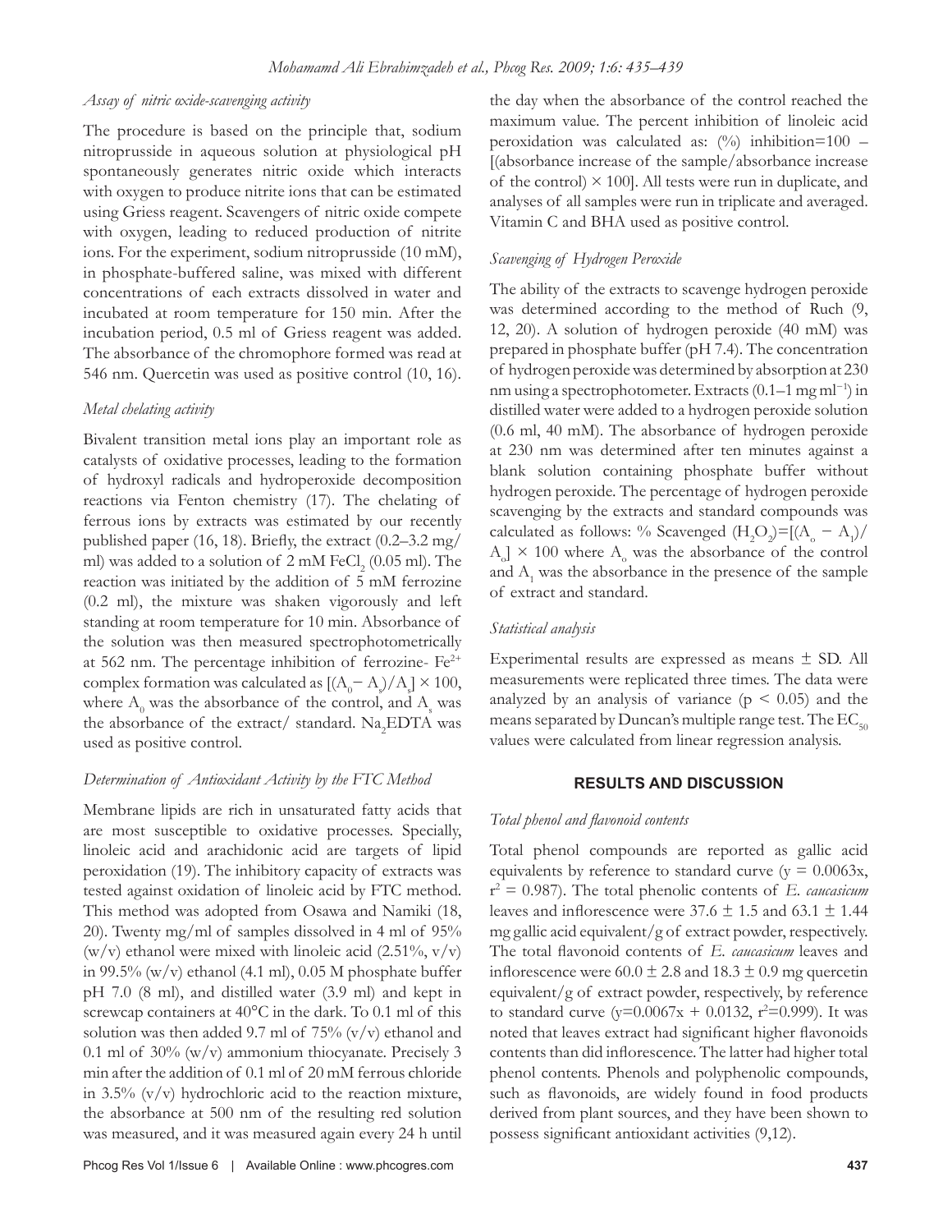### *Assay of nitric oxide-scavenging activity*

The procedure is based on the principle that, sodium nitroprusside in aqueous solution at physiological pH spontaneously generates nitric oxide which interacts with oxygen to produce nitrite ions that can be estimated using Griess reagent. Scavengers of nitric oxide compete with oxygen, leading to reduced production of nitrite ions. For the experiment, sodium nitroprusside (10 mM), in phosphate-buffered saline, was mixed with different concentrations of each extracts dissolved in water and incubated at room temperature for 150 min. After the incubation period, 0.5 ml of Griess reagent was added. The absorbance of the chromophore formed was read at 546 nm. Quercetin was used as positive control (10, 16).

### *Metal chelating activity*

Bivalent transition metal ions play an important role as catalysts of oxidative processes, leading to the formation of hydroxyl radicals and hydroperoxide decomposition reactions via Fenton chemistry (17). The chelating of ferrous ions by extracts was estimated by our recently published paper (16, 18). Briefly, the extract (0.2–3.2 mg/ml) was added to a solution of 2 mM $FeCl_2$ (0.05 ml). The reaction was initiated by the addition of 5 mM ferrozine (0.2 ml), the mixture was shaken vigorously and left standing at room temperature for 10 min. Absorbance of the solution was then measured spectrophotometrically at 562 nm. The percentage inhibition of ferrozine- $Fe^{2+}$ complex formation was calculated as $[(A_0 - A_s)/A_s] \times 100$, where $A_0$ was the absorbance of the control, and $A_s$ was the absorbance of the extract/ standard. $Na_2EDTA$ was used as positive control.

### *Determination of Antioxidant Activity by the FTC Method*

Membrane lipids are rich in unsaturated fatty acids that are most susceptible to oxidative processes. Specially, linoleic acid and arachidonic acid are targets of lipid peroxidation (19). The inhibitory capacity of extracts was tested against oxidation of linoleic acid by FTC method. This method was adopted from Osawa and Namiki (18, 20). Twenty mg/ml of samples dissolved in 4 ml of 95% (w/v) ethanol were mixed with linoleic acid (2.51%, v/v) in 99.5% (w/v) ethanol (4.1 ml), 0.05 M phosphate buffer pH 7.0 (8 ml), and distilled water (3.9 ml) and kept in screwcap containers at 40°C in the dark. To 0.1 ml of this solution was then added 9.7 ml of 75% (v/v) ethanol and 0.1 ml of 30% (w/v) ammonium thiocyanate. Precisely 3 min after the addition of 0.1 ml of 20 mM ferrous chloride in 3.5% (v/v) hydrochloric acid to the reaction mixture, the absorbance at 500 nm of the resulting red solution was measured, and it was measured again every 24 h until the day when the absorbance of the control reached the maximum value. The percent inhibition of linoleic acid peroxidation was calculated as: (%) inhibition=100 – [(absorbance increase of the sample/absorbance increase of the control) × 100]. All tests were run in duplicate, and analyses of all samples were run in triplicate and averaged. Vitamin C and BHA used as positive control.

### *Scavenging of Hydrogen Peroxide*

The ability of the extracts to scavenge hydrogen peroxide was determined according to the method of Ruch (9, 12, 20). A solution of hydrogen peroxide (40 mM) was prepared in phosphate buffer (pH 7.4). The concentration of hydrogen peroxide was determined by absorption at 230 nm using a spectrophotometer. Extracts (0.1–1 mg $ml^{-1}$) in distilled water were added to a hydrogen peroxide solution (0.6 ml, 40 mM). The absorbance of hydrogen peroxide at 230 nm was determined after ten minutes against a blank solution containing phosphate buffer without hydrogen peroxide. The percentage of hydrogen peroxide scavenging by the extracts and standard compounds was calculated as follows: % Scavenged $(H_2O_2)=[(A_o - A_1)/A_o] \times 100$ where $A_o$ was the absorbance of the control and $A_1$ was the absorbance in the presence of the sample of extract and standard.

### *Statistical analysis*

Experimental results are expressed as means ± SD. All measurements were replicated three times. The data were analyzed by an analysis of variance ($p < 0.05$) and the means separated by Duncan's multiple range test. The $EC_{50}$ values were calculated from linear regression analysis.

## RESULTS AND DISCUSSION

### *Total phenol and flavonoid contents*

Total phenol compounds are reported as gallic acid equivalents by reference to standard curve ($y = 0.0063x$, $r^2 = 0.987$). The total phenolic contents of *E. caucasicum* leaves and inflorescence were 37.6 ± 1.5 and 63.1 ± 1.44 mg gallic acid equivalent/g of extract powder, respectively. The total flavonoid contents of *E. caucasicum* leaves and inflorescence were 60.0 ± 2.8 and 18.3 ± 0.9 mg quercetin equivalent/g of extract powder, respectively, by reference to standard curve ($y=0.0067x + 0.0132$, $r^2=0.999$). It was noted that leaves extract had significant higher flavonoids contents than did inflorescence. The latter had higher total phenol contents. Phenols and polyphenolic compounds, such as flavonoids, are widely found in food products derived from plant sources, and they have been shown to possess significant antioxidant activities (9,12).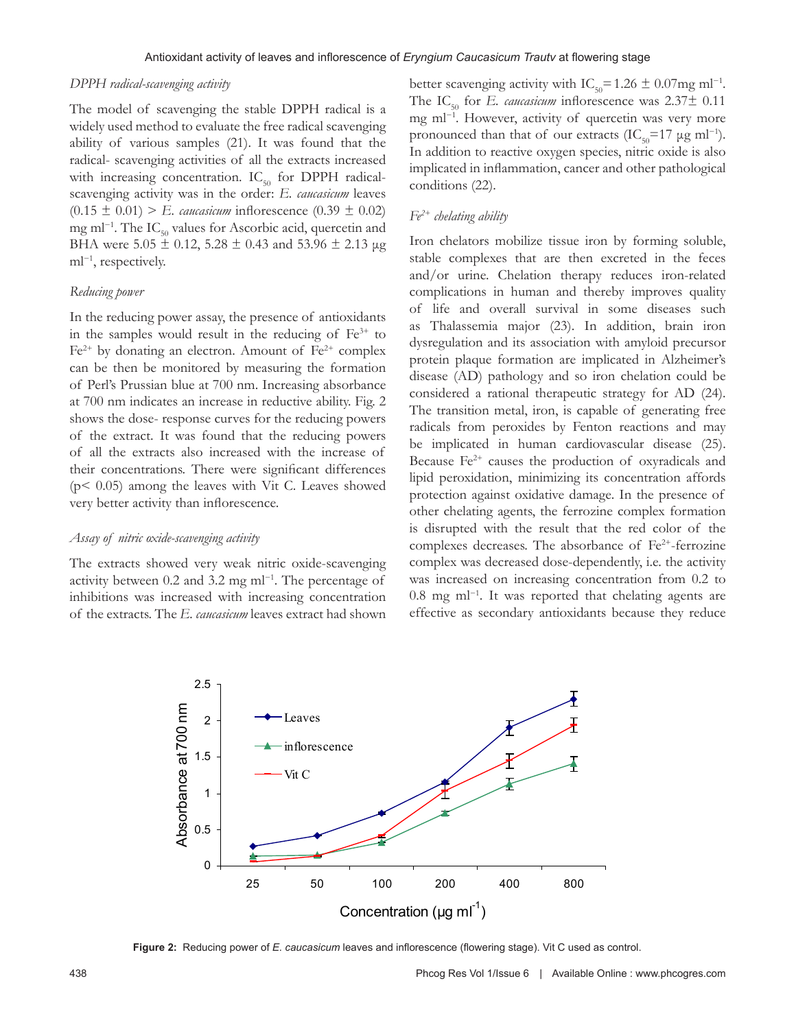*DPPH radical-scavenging activity*

The model of scavenging the stable DPPH radical is a widely used method to evaluate the free radical scavenging ability of various samples (21). It was found that the radical- scavenging activities of all the extracts increased with increasing concentration. $IC_{50}$ for DPPH radical-scavenging activity was in the order: *E. caucasicum* leaves (0.15 ± 0.01) > *E. caucasicum* inflorescence (0.39 ± 0.02) mg $ml^{-1}$. The $IC_{50}$ values for Ascorbic acid, quercetin and BHA were 5.05 ± 0.12, 5.28 ± 0.43 and 53.96 ± 2.13 μg $ml^{-1}$, respectively.

*Reducing power*

In the reducing power assay, the presence of antioxidants in the samples would result in the reducing of $Fe^{3+}$ to $Fe^{2+}$ by donating an electron. Amount of $Fe^{2+}$ complex can be then be monitored by measuring the formation of Perl's Prussian blue at 700 nm. Increasing absorbance at 700 nm indicates an increase in reductive ability. Fig. 2 shows the dose- response curves for the reducing powers of the extract. It was found that the reducing powers of all the extracts also increased with the increase of their concentrations. There were significant differences ($p < 0.05$) among the leaves with Vit C. Leaves showed very better activity than inflorescence.

*Assay of nitric oxide-scavenging activity*

The extracts showed very weak nitric oxide-scavenging activity between 0.2 and 3.2 mg $ml^{-1}$. The percentage of inhibitions was increased with increasing concentration of the extracts. The *E. caucasicum* leaves extract had shown better scavenging activity with $IC_{50}$ = 1.26 ± 0.07mg $ml^{-1}$. The $IC_{50}$ for *E. caucasicum* inflorescence was 2.37± 0.11 mg $ml^{-1}$. However, activity of quercetin was very more pronounced than that of our extracts ($IC_{50}$=17 μg $ml^{-1}$). In addition to reactive oxygen species, nitric oxide is also implicated in inflammation, cancer and other pathological conditions (22).

*$Fe^{2+}$ chelating ability*

Iron chelators mobilize tissue iron by forming soluble, stable complexes that are then excreted in the feces and/or urine. Chelation therapy reduces iron-related complications in human and thereby improves quality of life and overall survival in some diseases such as Thalassemia major (23). In addition, brain iron dysregulation and its association with amyloid precursor protein plaque formation are implicated in Alzheimer's disease (AD) pathology and so iron chelation could be considered a rational therapeutic strategy for AD (24). The transition metal, iron, is capable of generating free radicals from peroxides by Fenton reactions and may be implicated in human cardiovascular disease (25). Because $Fe^{2+}$ causes the production of oxyradicals and lipid peroxidation, minimizing its concentration affords protection against oxidative damage. In the presence of other chelating agents, the ferrozine complex formation is disrupted with the result that the red color of the complexes decreases. The absorbance of $Fe^{2+}$-ferrozine complex was decreased dose-dependently, i.e. the activity was increased on increasing concentration from 0.2 to 0.8 mg $ml^{-1}$. It was reported that chelating agents are effective as secondary antioxidants because they reduce

**Figure 2:** Reducing power of *E. caucasicum* leaves and inflorescence (flowering stage). Vit C used as control.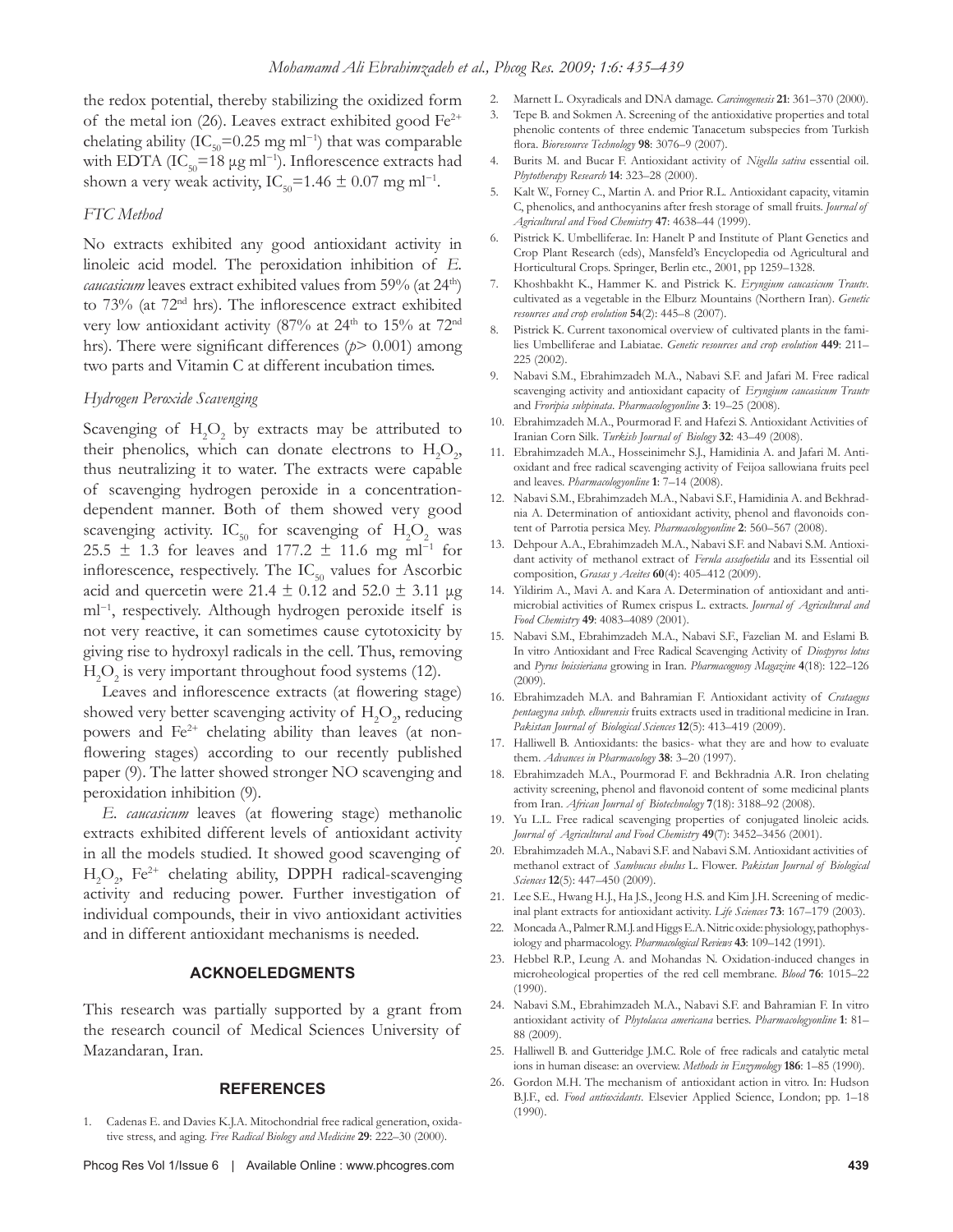the redox potential, thereby stabilizing the oxidized form of the metal ion (26). Leaves extract exhibited good $Fe^{2+}$ chelating ability ($IC_{50}$=0.25 mg ml$^{-1}$) that was comparable with EDTA ($IC_{50}$=18 μg ml$^{-1}$). Inflorescence extracts had shown a very weak activity, $IC_{50}$=1.46 ± 0.07 mg ml$^{-1}$.

### *FTC Method*

No extracts exhibited any good antioxidant activity in linoleic acid model. The peroxidation inhibition of *E. caucasicum* leaves extract exhibited values from 59% (at 24[th]) to 73% (at 72[nd] hrs). The inflorescence extract exhibited very low antioxidant activity (87% at 24[th] to 15% at 72[nd] hrs). There were significant differences ($p$> 0.001) among two parts and Vitamin C at different incubation times.

### *Hydrogen Peroxide Scavenging*

Scavenging of $H_2O_2$ by extracts may be attributed to their phenolics, which can donate electrons to $H_2O_2$, thus neutralizing it to water. The extracts were capable of scavenging hydrogen peroxide in a concentration-dependent manner. Both of them showed very good scavenging activity. $IC_{50}$ for scavenging of $H_2O_2$ was 25.5 ± 1.3 for leaves and 177.2 ± 11.6 mg ml$^{-1}$ for inflorescence, respectively. The $IC_{50}$ values for Ascorbic acid and quercetin were 21.4 ± 0.12 and 52.0 ± 3.11 μg ml$^{-1}$, respectively. Although hydrogen peroxide itself is not very reactive, it can sometimes cause cytotoxicity by giving rise to hydroxyl radicals in the cell. Thus, removing $H_2O_2$ is very important throughout food systems (12).

Leaves and inflorescence extracts (at flowering stage) showed very better scavenging activity of $H_2O_2$, reducing powers and $Fe^{2+}$ chelating ability than leaves (at non-flowering stages) according to our recently published paper (9). The latter showed stronger NO scavenging and peroxidation inhibition (9).

*E. caucasicum* leaves (at flowering stage) methanolic extracts exhibited different levels of antioxidant activity in all the models studied. It showed good scavenging of $H_2O_2$, $Fe^{2+}$ chelating ability, DPPH radical-scavenging activity and reducing power. Further investigation of individual compounds, their in vivo antioxidant activities and in different antioxidant mechanisms is needed.

## ACKNOELEDGMENTS

This research was partially supported by a grant from the research council of Medical Sciences University of Mazandaran, Iran.

## REFERENCES

1. Cadenas E. and Davies K.J.A. Mitochondrial free radical generation, oxidative stress, and aging. *Free Radical Biology and Medicine* **29**: 222–30 (2000).
2. Marnett L. Oxyradicals and DNA damage. *Carcinogenesis* **21**: 361–370 (2000).
3. Tepe B. and Sokmen A. Screening of the antioxidative properties and total phenolic contents of three endemic Tanacetum subspecies from Turkish flora. *Bioresource Technology* **98**: 3076–9 (2007).
4. Burits M. and Bucar F. Antioxidant activity of *Nigella sativa* essential oil. *Phytotherapy Research* **14**: 323–28 (2000).
5. Kalt W., Forney C., Martin A. and Prior R.L. Antioxidant capacity, vitamin C, phenolics, and anthocyanins after fresh storage of small fruits. *Journal of Agricultural and Food Chemistry* **47**: 4638–44 (1999).
6. Pistrick K. Umbelliferae. In: Hanelt P and Institute of Plant Genetics and Crop Plant Research (eds), Mansfeld's Encyclopedia od Agricultural and Horticultural Crops. Springer, Berlin etc., 2001, pp 1259–1328.
7. Khoshbakht K., Hammer K. and Pistrick K. *Eryngium caucasicum Trautv*. cultivated as a vegetable in the Elburz Mountains (Northern Iran). *Genetic resources and crop evolution* **54**(2): 445–8 (2007).
8. Pistrick K. Current taxonomical overview of cultivated plants in the families Umbelliferae and Labiatae. *Genetic resources and crop evolution* **449**: 211–225 (2002).
9. Nabavi S.M., Ebrahimzadeh M.A., Nabavi S.F. and Jafari M. Free radical scavenging activity and antioxidant capacity of *Eryngium caucasicum Trautv* and *Froripia subpinata*. *Pharmacologyonline* **3**: 19–25 (2008).
10. Ebrahimzadeh M.A., Pourmorad F. and Hafezi S. Antioxidant Activities of Iranian Corn Silk. *Turkish Journal of Biology* **32**: 43–49 (2008).
11. Ebrahimzadeh M.A., Hosseinimehr S.J., Hamidinia A. and Jafari M. Antioxidant and free radical scavenging activity of Feijoa sallowiana fruits peel and leaves. *Pharmacologyonline* **1**: 7–14 (2008).
12. Nabavi S.M., Ebrahimzadeh M.A., Nabavi S.F., Hamidinia A. and Bekhradnia A. Determination of antioxidant activity, phenol and flavonoids content of Parrotia persica Mey. *Pharmacologyonline* **2**: 560–567 (2008).
13. Dehpour A.A., Ebrahimzadeh M.A., Nabavi S.F. and Nabavi S.M. Antioxidant activity of methanol extract of *Ferula assafoetida* and its Essential oil composition, *Grasas y Aceites* **60**(4): 405–412 (2009).
14. Yildirim A., Mavi A. and Kara A. Determination of antioxidant and antimicrobial activities of Rumex crispus L. extracts. *Journal of Agricultural and Food Chemistry* **49**: 4083–4089 (2001).
15. Nabavi S.M., Ebrahimzadeh M.A., Nabavi S.F., Fazelian M. and Eslami B. In vitro Antioxidant and Free Radical Scavenging Activity of *Diospyros lotus* and *Pyrus boissieriana* growing in Iran. *Pharmacognosy Magazine* **4**(18): 122–126 (2009).
16. Ebrahimzadeh M.A. and Bahramian F. Antioxidant activity of *Crataegus pentaegyna subsp. elburensis* fruits extracts used in traditional medicine in Iran. *Pakistan Journal of Biological Sciences* **12**(5): 413–419 (2009).
17. Halliwell B. Antioxidants: the basics- what they are and how to evaluate them. *Advances in Pharmacology* **38**: 3–20 (1997).
18. Ebrahimzadeh M.A., Pourmorad F. and Bekhradnia A.R. Iron chelating activity screening, phenol and flavonoid content of some medicinal plants from Iran. *African Journal of Biotechnology* **7**(18): 3188–92 (2008).
19. Yu L.L. Free radical scavenging properties of conjugated linoleic acids. *Journal of Agricultural and Food Chemistry* **49**(7): 3452–3456 (2001).
20. Ebrahimzadeh M.A., Nabavi S.F. and Nabavi S.M. Antioxidant activities of methanol extract of *Sambucus ebulus* L. Flower. *Pakistan Journal of Biological Sciences* **12**(5): 447–450 (2009).
21. Lee S.E., Hwang H.J., Ha J.S., Jeong H.S. and Kim J.H. Screening of medicinal plant extracts for antioxidant activity. *Life Sciences* **73**: 167–179 (2003).
22. Moncada A., Palmer R.M.J. and Higgs E.A. Nitric oxide: physiology, pathophysiology and pharmacology. *Pharmacological Reviews* **43**: 109–142 (1991).
23. Hebbel R.P., Leung A. and Mohandas N. Oxidation-induced changes in microheological properties of the red cell membrane. *Blood* **76**: 1015–22 (1990).
24. Nabavi S.M., Ebrahimzadeh M.A., Nabavi S.F. and Bahramian F. In vitro antioxidant activity of *Phytolacca americana* berries. *Pharmacologyonline* **1**: 81–88 (2009).
25. Halliwell B. and Gutteridge J.M.C. Role of free radicals and catalytic metal ions in human disease: an overview. *Methods in Enzymology* **186**: 1–85 (1990).
26. Gordon M.H. The mechanism of antioxidant action in vitro. In: Hudson B.J.F., ed. *Food antioxidants*. Elsevier Applied Science, London; pp. 1–18 (1990).